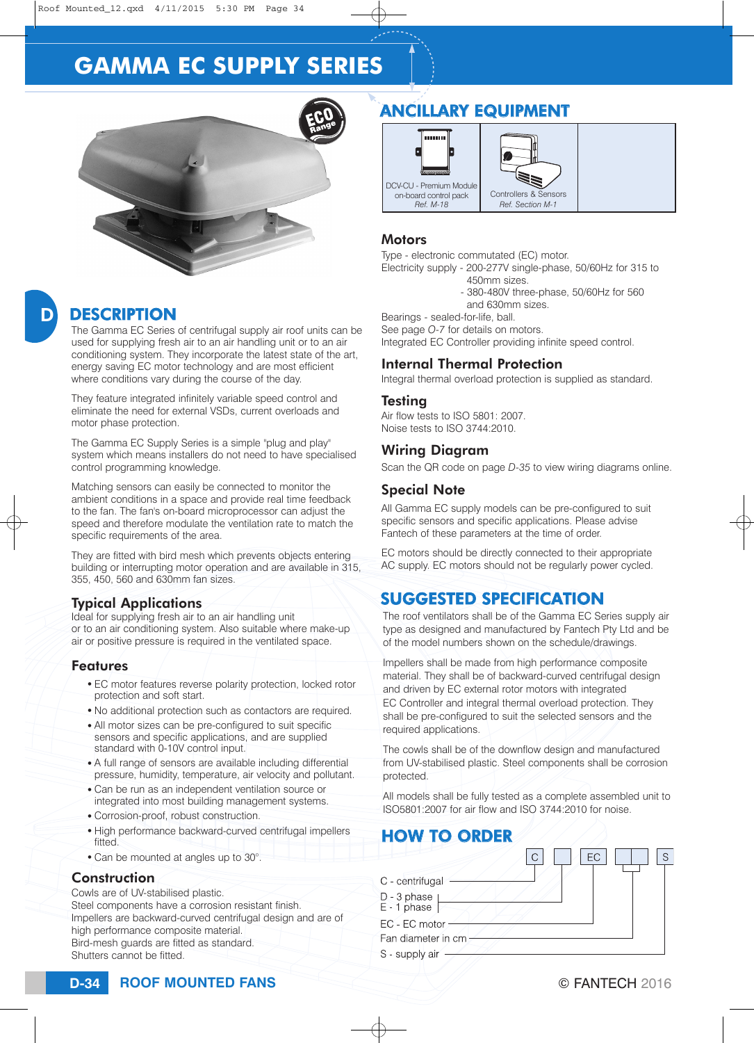# GAMMA EC SUPPLY SERIES

## DESCRIPTION

The Gamma EC Series of centrifugal supply air roof units can be used for supplying fresh air to an air handling unit or to an air conditioning system. They incorporate the latest state of the art, energy saving EC motor technology and are most efficient where conditions vary during the course of the day.

They feature integrated infinitely variable speed control and eliminate the need for external VSDs, current overloads and motor phase protection.

The Gamma EC Supply Series is a simple "plug and play" system which means installers do not need to have specialised control programming knowledge.

Matching sensors can easily be connected to monitor the ambient conditions in a space and provide real time feedback to the fan. The fan's on-board microprocessor can adjust the speed and therefore modulate the ventilation rate to match the specific requirements of the area.

They are fitted with bird mesh which prevents objects entering building or interrupting motor operation and are available in 315, 355, 450, 560 and 630mm fan sizes.

### Typical Applications

Ideal for supplying fresh air to an air handling unit or to an air conditioning system. Also suitable where make-up air or positive pressure is required in the ventilated space.

### Features

- EC motor features reverse polarity protection, locked rotor protection and soft start.
- No additional protection such as contactors are required.
- All motor sizes can be pre-configured to suit specific sensors and specific applications, and are supplied standard with 0-10V control input.
- A full range of sensors are available including differential pressure, humidity, temperature, air velocity and pollutant.
- Can be run as an independent ventilation source or integrated into most building management systems.
- Corrosion-proof, robust construction.
- High performance backward-curved centrifugal impellers fitted.
- Can be mounted at angles up to 30°.

### Construction

Cowls are of UV-stabilised plastic.
Steel components have a corrosion resistant finish.
Impellers are backward-curved centrifugal design and are of high performance composite material.
Bird-mesh guards are fitted as standard.
Shutters cannot be fitted.

## ANCILLARY EQUIPMENT

| DCV-CU - Premium Module on-board control pack *Ref. M-18* | Controllers & Sensors *Ref. Section M-1* |
| --- | --- |

### Motors

Type - electronic commutated (EC) motor.
Electricity supply - 200-277V single-phase, 50/60Hz for 315 to 450mm sizes.
- 380-480V three-phase, 50/60Hz for 560 and 630mm sizes.

Bearings - sealed-for-life, ball.
See page *O-7* for details on motors.
Integrated EC Controller providing infinite speed control.

### Internal Thermal Protection

Integral thermal overload protection is supplied as standard.

### Testing

Air flow tests to ISO 5801: 2007.
Noise tests to ISO 3744:2010.

### Wiring Diagram

Scan the QR code on page *D-35* to view wiring diagrams online.

### Special Note

All Gamma EC supply models can be pre-configured to suit specific sensors and specific applications. Please advise Fantech of these parameters at the time of order.

EC motors should be directly connected to their appropriate AC supply. EC motors should not be regularly power cycled.

## SUGGESTED SPECIFICATION

The roof ventilators shall be of the Gamma EC Series supply air type as designed and manufactured by Fantech Pty Ltd and be of the model numbers shown on the schedule/drawings.

Impellers shall be made from high performance composite material. They shall be of backward-curved centrifugal design and driven by EC external rotor motors with integrated EC Controller and integral thermal overload protection. They shall be pre-configured to suit the selected sensors and the required applications.

The cowls shall be of the downflow design and manufactured from UV-stabilised plastic. Steel components shall be corrosion protected.

All models shall be fully tested as a complete assembled unit to ISO5801:2007 for air flow and ISO 3744:2010 for noise.

## HOW TO ORDER

C | ☐ | EC | ☐☐ | S

- C - centrifugal
- D - 3 phase / E - 1 phase
- EC - EC motor
- Fan diameter in cm
- S - supply air

D-34 ROOF MOUNTED FANS © FANTECH 2016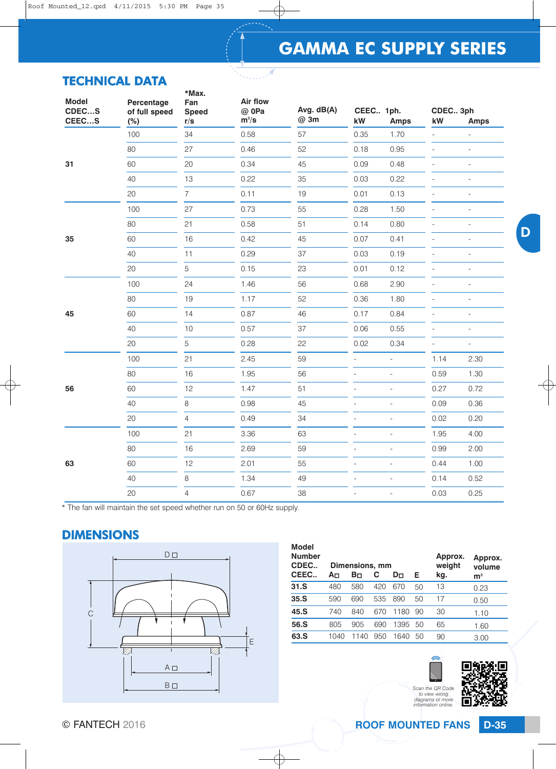# GAMMA EC SUPPLY SERIES

## TECHNICAL DATA

| Model CDEC…S CEEC…S | Percentage of full speed (%) | *Max. Fan Speed r/s | Air flow @ 0Pa $m^3/s$ | Avg. dB(A) @ 3m | CEEC.. 1ph. kW | Amps | CDEC.. 3ph kW | Amps |
|---|---|---|---|---|---|---|---|---|
| 31 | 100 | 34 | 0.58 | 57 | 0.35 | 1.70 | - | - |
| | 80 | 27 | 0.46 | 52 | 0.18 | 0.95 | - | - |
| | 60 | 20 | 0.34 | 45 | 0.09 | 0.48 | - | - |
| | 40 | 13 | 0.22 | 35 | 0.03 | 0.22 | - | - |
| | 20 | 7 | 0.11 | 19 | 0.01 | 0.13 | - | - |
| 35 | 100 | 27 | 0.73 | 55 | 0.28 | 1.50 | - | - |
| | 80 | 21 | 0.58 | 51 | 0.14 | 0.80 | - | - |
| | 60 | 16 | 0.42 | 45 | 0.07 | 0.41 | - | - |
| | 40 | 11 | 0.29 | 37 | 0.03 | 0.19 | - | - |
| | 20 | 5 | 0.15 | 23 | 0.01 | 0.12 | - | - |
| 45 | 100 | 24 | 1.46 | 56 | 0.68 | 2.90 | - | - |
| | 80 | 19 | 1.17 | 52 | 0.36 | 1.80 | - | - |
| | 60 | 14 | 0.87 | 46 | 0.17 | 0.84 | - | - |
| | 40 | 10 | 0.57 | 37 | 0.06 | 0.55 | - | - |
| | 20 | 5 | 0.28 | 22 | 0.02 | 0.34 | - | - |
| 56 | 100 | 21 | 2.45 | 59 | - | - | 1.14 | 2.30 |
| | 80 | 16 | 1.95 | 56 | - | - | 0.59 | 1.30 |
| | 60 | 12 | 1.47 | 51 | - | - | 0.27 | 0.72 |
| | 40 | 8 | 0.98 | 45 | - | - | 0.09 | 0.36 |
| | 20 | 4 | 0.49 | 34 | - | - | 0.02 | 0.20 |
| 63 | 100 | 21 | 3.36 | 63 | - | - | 1.95 | 4.00 |
| | 80 | 16 | 2.69 | 59 | - | - | 0.99 | 2.00 |
| | 60 | 12 | 2.01 | 55 | - | - | 0.44 | 1.00 |
| | 40 | 8 | 1.34 | 49 | - | - | 0.14 | 0.52 |
| | 20 | 4 | 0.67 | 38 | - | - | 0.03 | 0.25 |

\* The fan will maintain the set speed whether run on 50 or 60Hz supply.

## DIMENSIONS

| Model Number CDEC.. CEEC.. | Dimensions, mm A□ | B□ | C | D□ | E | Approx. weight kg. | Approx. volume $m^3$ |
|---|---|---|---|---|---|---|---|
| 31.S | 480 | 580 | 420 | 670 | 50 | 13 | 0.23 |
| 35.S | 590 | 690 | 535 | 890 | 50 | 17 | 0.50 |
| 45.S | 740 | 840 | 670 | 1180 | 90 | 30 | 1.10 |
| 56.S | 805 | 905 | 690 | 1395 | 50 | 65 | 1.60 |
| 63.S | 1040 | 1140 | 950 | 1640 | 50 | 90 | 3.00 |

Scan the QR Code to view wiring diagrams or more information online.

© FANTECH 2016

ROOF MOUNTED FANS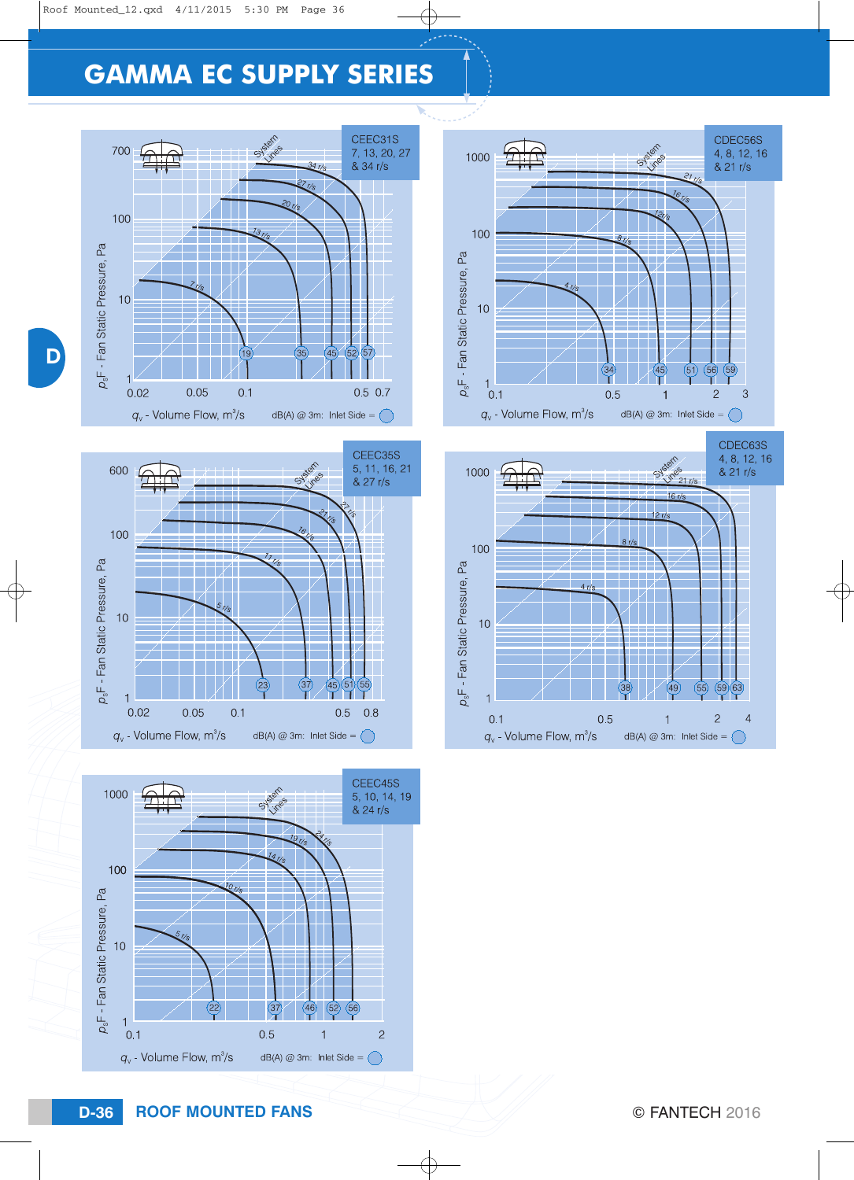# GAMMA EC SUPPLY SERIES

D

CEEC31S
7, 13, 20, 27
& 34 r/s

700
100
10
1
0.02 0.05 0.1 0.5 0.7

System Lines

34 r/s
27 r/s
20 r/s
13 r/s
7 r/s

19 35 45 52 57

$p_sF$ - Fan Static Pressure, Pa

$q_v$ - Volume Flow, m$^3$/s dB(A) @ 3m: Inlet Side =

CDEC56S
4, 8, 12, 16
& 21 r/s

1000
100
10
1
0.1 0.5 1 2 3

System Lines

21 r/s
16 r/s
12 r/s
8 r/s
4 r/s

34 45 51 56 59

$p_sF$ - Fan Static Pressure, Pa

$q_v$ - Volume Flow, m$^3$/s dB(A) @ 3m: Inlet Side =

CEEC35S
5, 11, 16, 21
& 27 r/s

600
100
10
1
0.02 0.05 0.1 0.5 0.8

System Lines

27 r/s
21 r/s
16 r/s
11 r/s
5 r/s

23 37 45 51 55

$p_sF$ - Fan Static Pressure, Pa

$q_v$ - Volume Flow, m$^3$/s dB(A) @ 3m: Inlet Side =

CDEC63S
4, 8, 12, 16
& 21 r/s

1000
100
10
1
0.1 0.5 1 2 4

System Lines

21 r/s
16 r/s
12 r/s
8 r/s
4 r/s

38 49 55 59 63

$p_sF$ - Fan Static Pressure, Pa

$q_v$ - Volume Flow, m$^3$/s dB(A) @ 3m: Inlet Side =

CEEC45S
5, 10, 14, 19
& 24 r/s

1000
100
10
1
0.1 0.5 1 2

System Lines

24 r/s
19 r/s
14 r/s
10 r/s
5 r/s

22 37 46 52 56

$p_sF$ - Fan Static Pressure, Pa

$q_v$ - Volume Flow, m$^3$/s dB(A) @ 3m: Inlet Side =